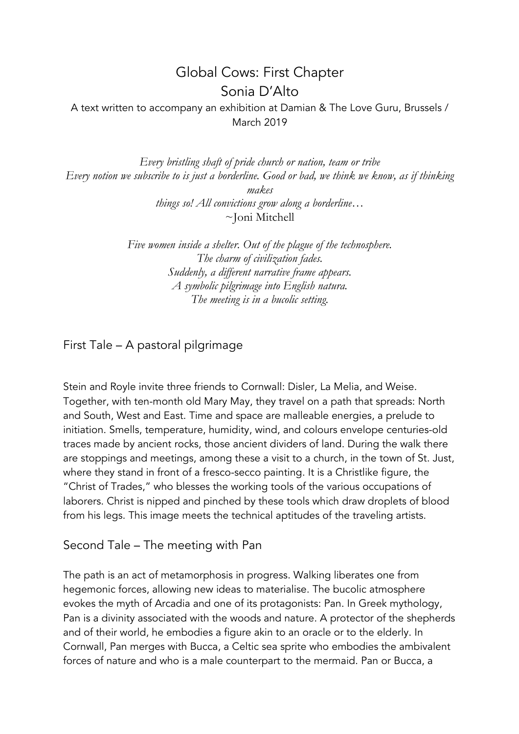# Global Cows: First Chapter

## Sonia D'Alto

A text written to accompany an exhibition at Damian & The Love Guru, Brussels / March 2019

*Every bristling shaft of pride church or nation, team or tribe*
*Every notion we subscribe to is just a borderline. Good or bad, we think we know, as if thinking makes*
*things so! All convictions grow along a borderline…*
~Joni Mitchell

*Five women inside a shelter. Out of the plague of the technosphere.*
*The charm of civilization fades.*
*Suddenly, a different narrative frame appears.*
*A symbolic pilgrimage into English natura.*
*The meeting is in a bucolic setting.*

## First Tale – A pastoral pilgrimage

Stein and Royle invite three friends to Cornwall: Disler, La Melia, and Weise. Together, with ten-month old Mary May, they travel on a path that spreads: North and South, West and East. Time and space are malleable energies, a prelude to initiation. Smells, temperature, humidity, wind, and colours envelope centuries-old traces made by ancient rocks, those ancient dividers of land. During the walk there are stoppings and meetings, among these a visit to a church, in the town of St. Just, where they stand in front of a fresco-secco painting. It is a Christlike figure, the "Christ of Trades," who blesses the working tools of the various occupations of laborers. Christ is nipped and pinched by these tools which draw droplets of blood from his legs. This image meets the technical aptitudes of the traveling artists.

## Second Tale – The meeting with Pan

The path is an act of metamorphosis in progress. Walking liberates one from hegemonic forces, allowing new ideas to materialise. The bucolic atmosphere evokes the myth of Arcadia and one of its protagonists: Pan. In Greek mythology, Pan is a divinity associated with the woods and nature. A protector of the shepherds and of their world, he embodies a figure akin to an oracle or to the elderly. In Cornwall, Pan merges with Bucca, a Celtic sea sprite who embodies the ambivalent forces of nature and who is a male counterpart to the mermaid. Pan or Bucca, a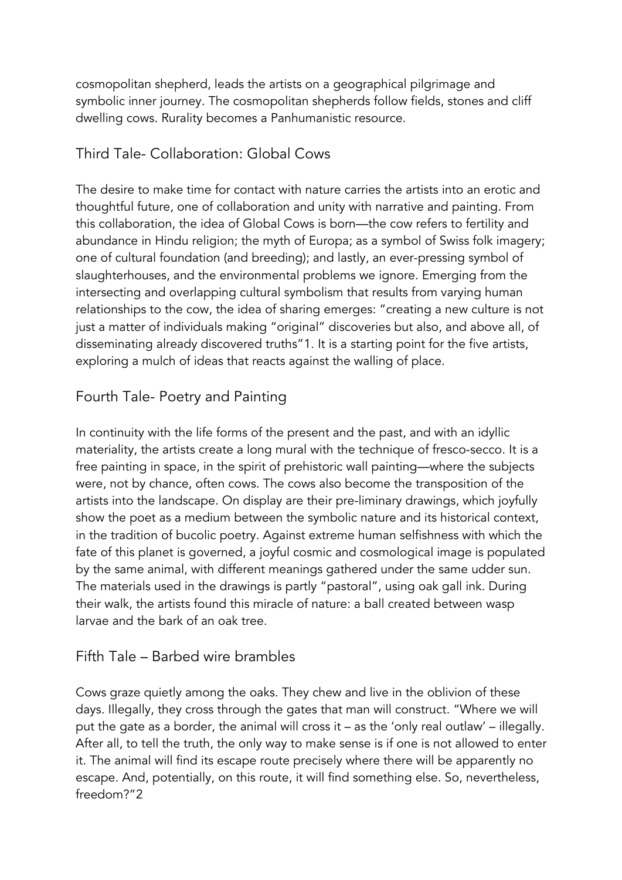cosmopolitan shepherd, leads the artists on a geographical pilgrimage and symbolic inner journey. The cosmopolitan shepherds follow fields, stones and cliff dwelling cows. Rurality becomes a Panhumanistic resource.

## Third Tale- Collaboration: Global Cows

The desire to make time for contact with nature carries the artists into an erotic and thoughtful future, one of collaboration and unity with narrative and painting. From this collaboration, the idea of Global Cows is born—the cow refers to fertility and abundance in Hindu religion; the myth of Europa; as a symbol of Swiss folk imagery; one of cultural foundation (and breeding); and lastly, an ever-pressing symbol of slaughterhouses, and the environmental problems we ignore. Emerging from the intersecting and overlapping cultural symbolism that results from varying human relationships to the cow, the idea of sharing emerges: "creating a new culture is not just a matter of individuals making "original" discoveries but also, and above all, of disseminating already discovered truths"[1]. It is a starting point for the five artists, exploring a mulch of ideas that reacts against the walling of place.

## Fourth Tale- Poetry and Painting

In continuity with the life forms of the present and the past, and with an idyllic materiality, the artists create a long mural with the technique of fresco-secco. It is a free painting in space, in the spirit of prehistoric wall painting—where the subjects were, not by chance, often cows. The cows also become the transposition of the artists into the landscape. On display are their pre-liminary drawings, which joyfully show the poet as a medium between the symbolic nature and its historical context, in the tradition of bucolic poetry. Against extreme human selfishness with which the fate of this planet is governed, a joyful cosmic and cosmological image is populated by the same animal, with different meanings gathered under the same udder sun. The materials used in the drawings is partly "pastoral", using oak gall ink. During their walk, the artists found this miracle of nature: a ball created between wasp larvae and the bark of an oak tree.

## Fifth Tale – Barbed wire brambles

Cows graze quietly among the oaks. They chew and live in the oblivion of these days. Illegally, they cross through the gates that man will construct. "Where we will put the gate as a border, the animal will cross it – as the 'only real outlaw' – illegally. After all, to tell the truth, the only way to make sense is if one is not allowed to enter it. The animal will find its escape route precisely where there will be apparently no escape. And, potentially, on this route, it will find something else. So, nevertheless, freedom?"[2]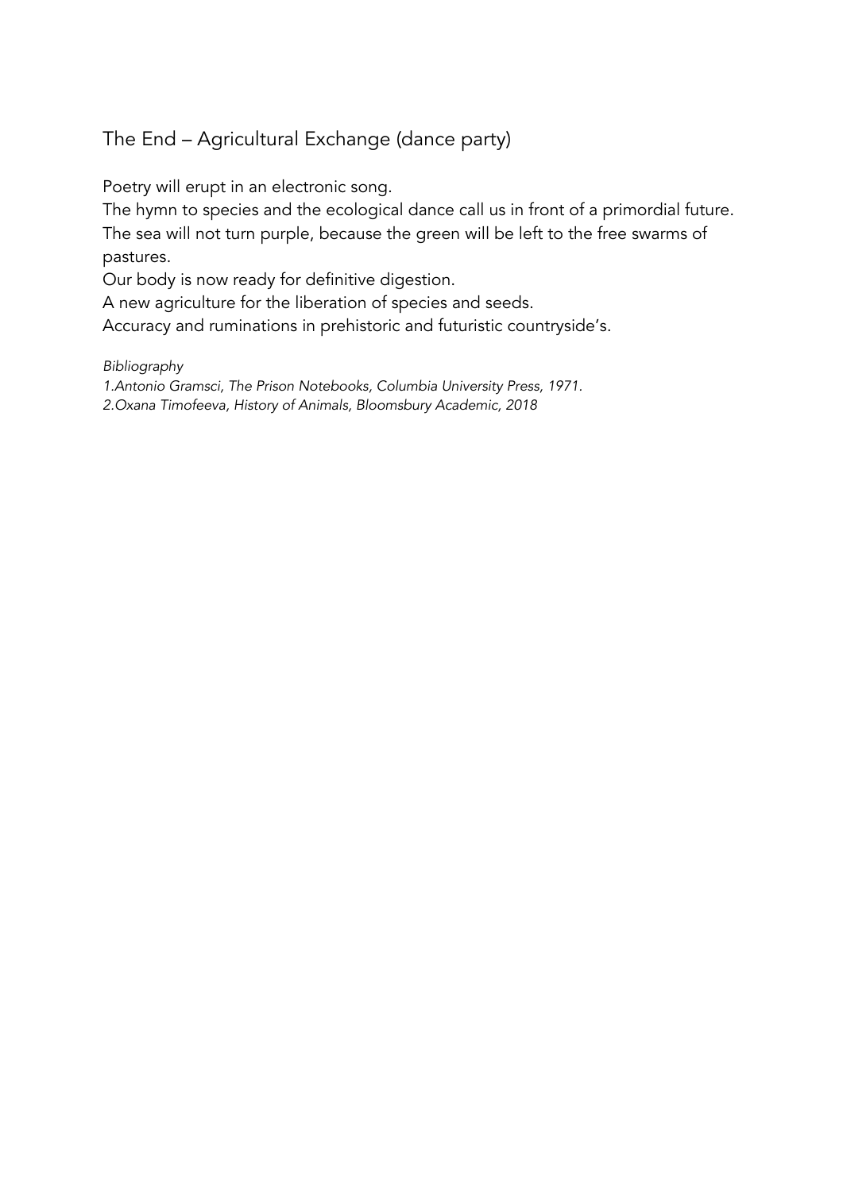## The End – Agricultural Exchange (dance party)

Poetry will erupt in an electronic song.
The hymn to species and the ecological dance call us in front of a primordial future.
The sea will not turn purple, because the green will be left to the free swarms of pastures.
Our body is now ready for definitive digestion.
A new agriculture for the liberation of species and seeds.
Accuracy and ruminations in prehistoric and futuristic countryside's.

*Bibliography*

*1.Antonio Gramsci, The Prison Notebooks, Columbia University Press, 1971.*
*2.Oxana Timofeeva, History of Animals, Bloomsbury Academic, 2018*